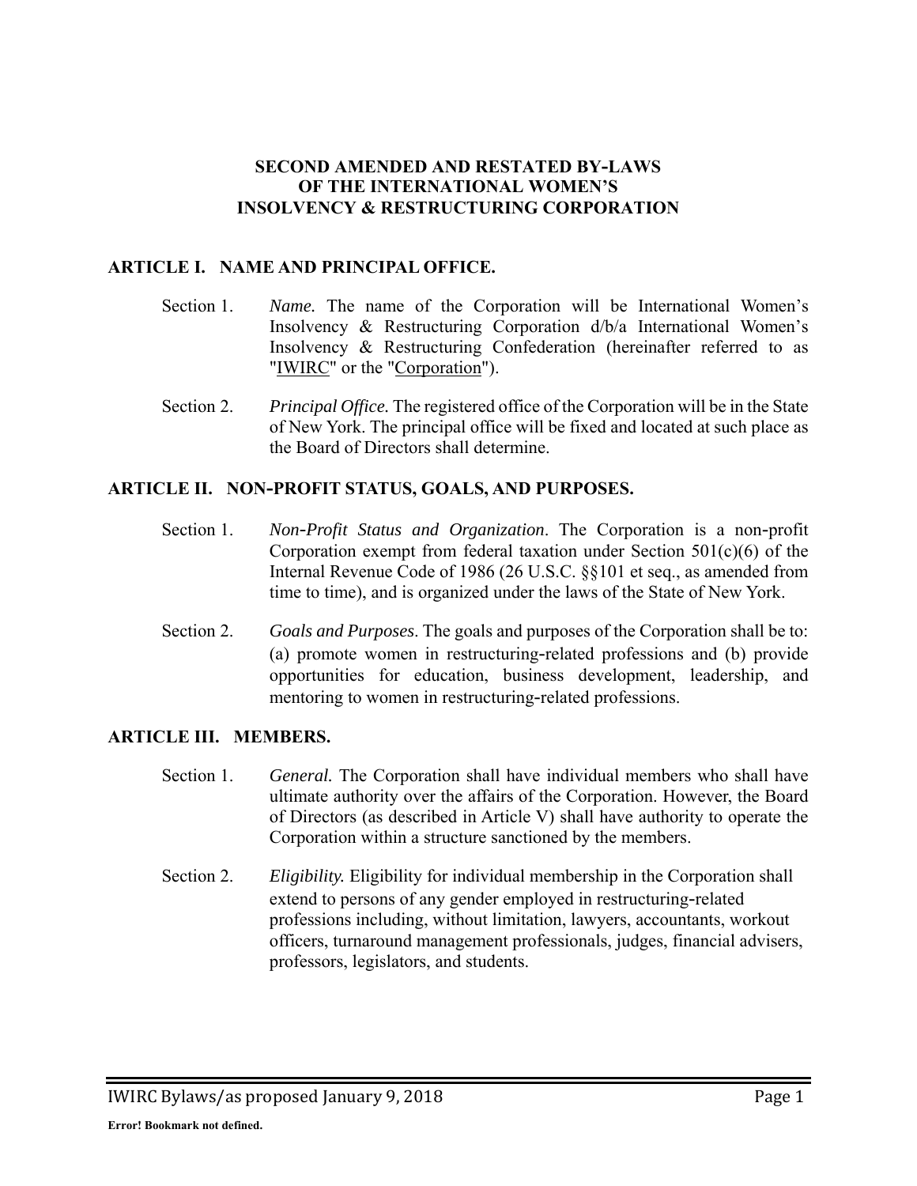# SECOND AMENDED AND RESTATED BY-LAWS OF THE INTERNATIONAL WOMEN'S INSOLVENCY & RESTRUCTURING CORPORATION

## ARTICLE I. NAME AND PRINCIPAL OFFICE.

Section 1. *Name.* The name of the Corporation will be International Women's Insolvency & Restructuring Corporation d/b/a International Women's Insolvency & Restructuring Confederation (hereinafter referred to as "IWIRC" or the "Corporation").

Section 2. *Principal Office.* The registered office of the Corporation will be in the State of New York. The principal office will be fixed and located at such place as the Board of Directors shall determine.

## ARTICLE II. NON-PROFIT STATUS, GOALS, AND PURPOSES.

Section 1. *Non-Profit Status and Organization*. The Corporation is a non-profit Corporation exempt from federal taxation under Section 501(c)(6) of the Internal Revenue Code of 1986 (26 U.S.C. §§101 et seq., as amended from time to time), and is organized under the laws of the State of New York.

Section 2. *Goals and Purposes*. The goals and purposes of the Corporation shall be to: (a) promote women in restructuring-related professions and (b) provide opportunities for education, business development, leadership, and mentoring to women in restructuring-related professions.

## ARTICLE III. MEMBERS.

Section 1. *General.* The Corporation shall have individual members who shall have ultimate authority over the affairs of the Corporation. However, the Board of Directors (as described in Article V) shall have authority to operate the Corporation within a structure sanctioned by the members.

Section 2. *Eligibility.* Eligibility for individual membership in the Corporation shall extend to persons of any gender employed in restructuring-related professions including, without limitation, lawyers, accountants, workout officers, turnaround management professionals, judges, financial advisers, professors, legislators, and students.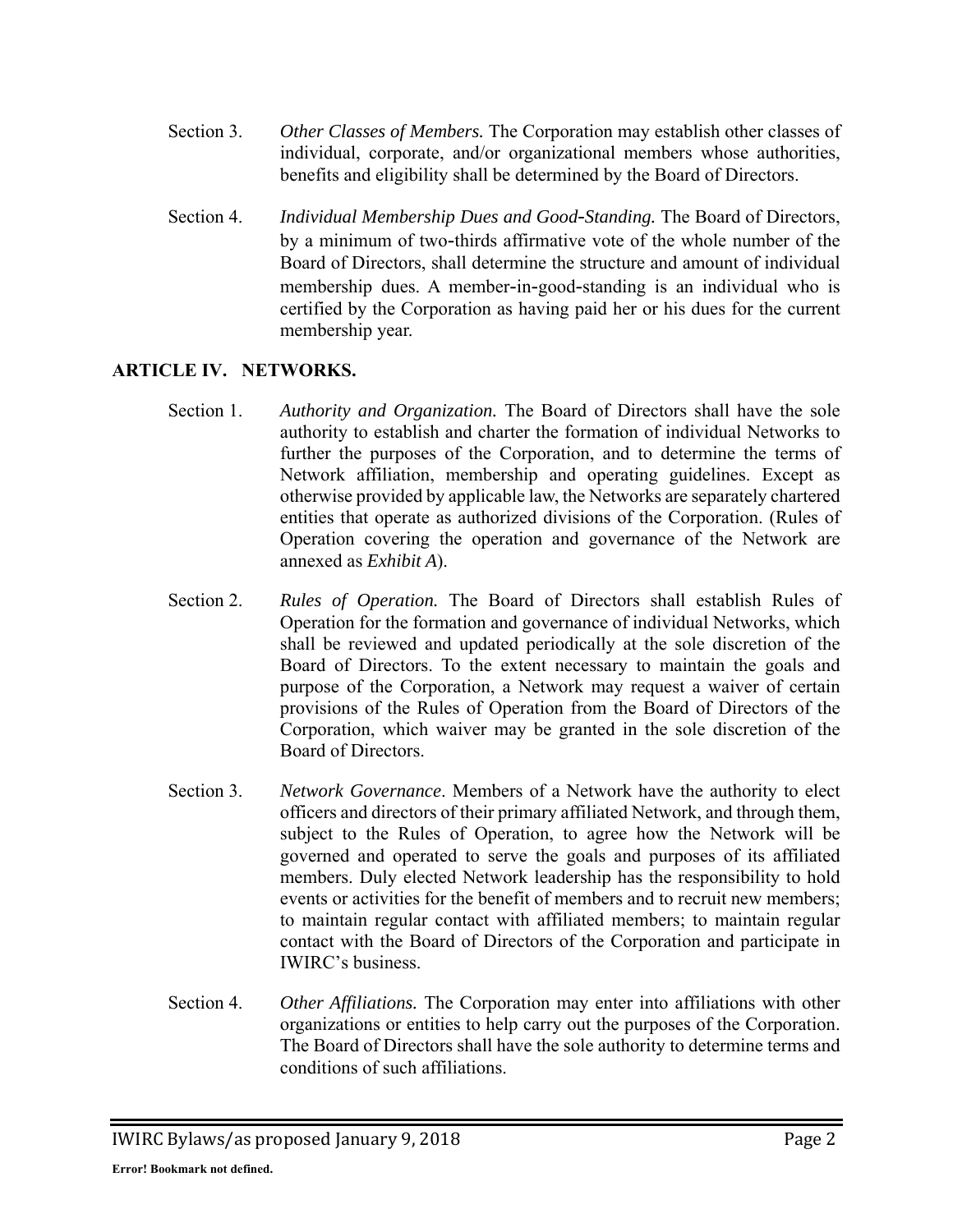Section 3. *Other Classes of Members.* The Corporation may establish other classes of individual, corporate, and/or organizational members whose authorities, benefits and eligibility shall be determined by the Board of Directors.

Section 4. *Individual Membership Dues and Good-Standing.* The Board of Directors, by a minimum of two-thirds affirmative vote of the whole number of the Board of Directors, shall determine the structure and amount of individual membership dues. A member-in-good-standing is an individual who is certified by the Corporation as having paid her or his dues for the current membership year.

## ARTICLE IV. NETWORKS.

Section 1. *Authority and Organization.* The Board of Directors shall have the sole authority to establish and charter the formation of individual Networks to further the purposes of the Corporation, and to determine the terms of Network affiliation, membership and operating guidelines. Except as otherwise provided by applicable law, the Networks are separately chartered entities that operate as authorized divisions of the Corporation. (Rules of Operation covering the operation and governance of the Network are annexed as *Exhibit A*).

Section 2. *Rules of Operation.* The Board of Directors shall establish Rules of Operation for the formation and governance of individual Networks, which shall be reviewed and updated periodically at the sole discretion of the Board of Directors. To the extent necessary to maintain the goals and purpose of the Corporation, a Network may request a waiver of certain provisions of the Rules of Operation from the Board of Directors of the Corporation, which waiver may be granted in the sole discretion of the Board of Directors.

Section 3. *Network Governance*. Members of a Network have the authority to elect officers and directors of their primary affiliated Network, and through them, subject to the Rules of Operation, to agree how the Network will be governed and operated to serve the goals and purposes of its affiliated members. Duly elected Network leadership has the responsibility to hold events or activities for the benefit of members and to recruit new members; to maintain regular contact with affiliated members; to maintain regular contact with the Board of Directors of the Corporation and participate in IWIRC's business.

Section 4. *Other Affiliations.* The Corporation may enter into affiliations with other organizations or entities to help carry out the purposes of the Corporation. The Board of Directors shall have the sole authority to determine terms and conditions of such affiliations.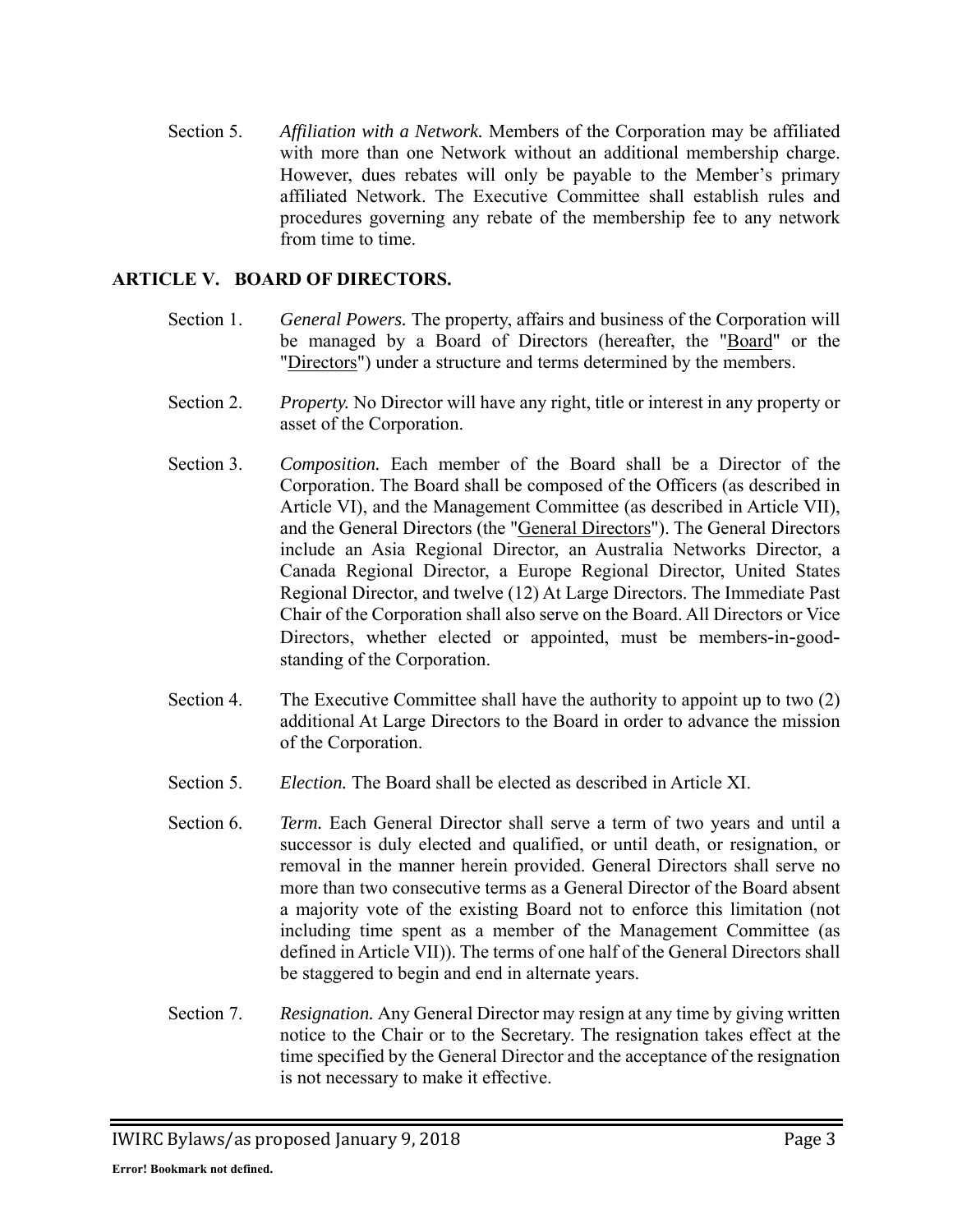Section 5. *Affiliation with a Network.* Members of the Corporation may be affiliated with more than one Network without an additional membership charge. However, dues rebates will only be payable to the Member's primary affiliated Network. The Executive Committee shall establish rules and procedures governing any rebate of the membership fee to any network from time to time.

## ARTICLE V. BOARD OF DIRECTORS.

Section 1. *General Powers.* The property, affairs and business of the Corporation will be managed by a Board of Directors (hereafter, the "Board" or the "Directors") under a structure and terms determined by the members.

Section 2. *Property.* No Director will have any right, title or interest in any property or asset of the Corporation.

Section 3. *Composition.* Each member of the Board shall be a Director of the Corporation. The Board shall be composed of the Officers (as described in Article VI), and the Management Committee (as described in Article VII), and the General Directors (the "General Directors"). The General Directors include an Asia Regional Director, an Australia Networks Director, a Canada Regional Director, a Europe Regional Director, United States Regional Director, and twelve (12) At Large Directors. The Immediate Past Chair of the Corporation shall also serve on the Board. All Directors or Vice Directors, whether elected or appointed, must be members-in-good-standing of the Corporation.

Section 4. The Executive Committee shall have the authority to appoint up to two (2) additional At Large Directors to the Board in order to advance the mission of the Corporation.

Section 5. *Election.* The Board shall be elected as described in Article XI.

Section 6. *Term.* Each General Director shall serve a term of two years and until a successor is duly elected and qualified, or until death, or resignation, or removal in the manner herein provided. General Directors shall serve no more than two consecutive terms as a General Director of the Board absent a majority vote of the existing Board not to enforce this limitation (not including time spent as a member of the Management Committee (as defined in Article VII)). The terms of one half of the General Directors shall be staggered to begin and end in alternate years.

Section 7. *Resignation.* Any General Director may resign at any time by giving written notice to the Chair or to the Secretary. The resignation takes effect at the time specified by the General Director and the acceptance of the resignation is not necessary to make it effective.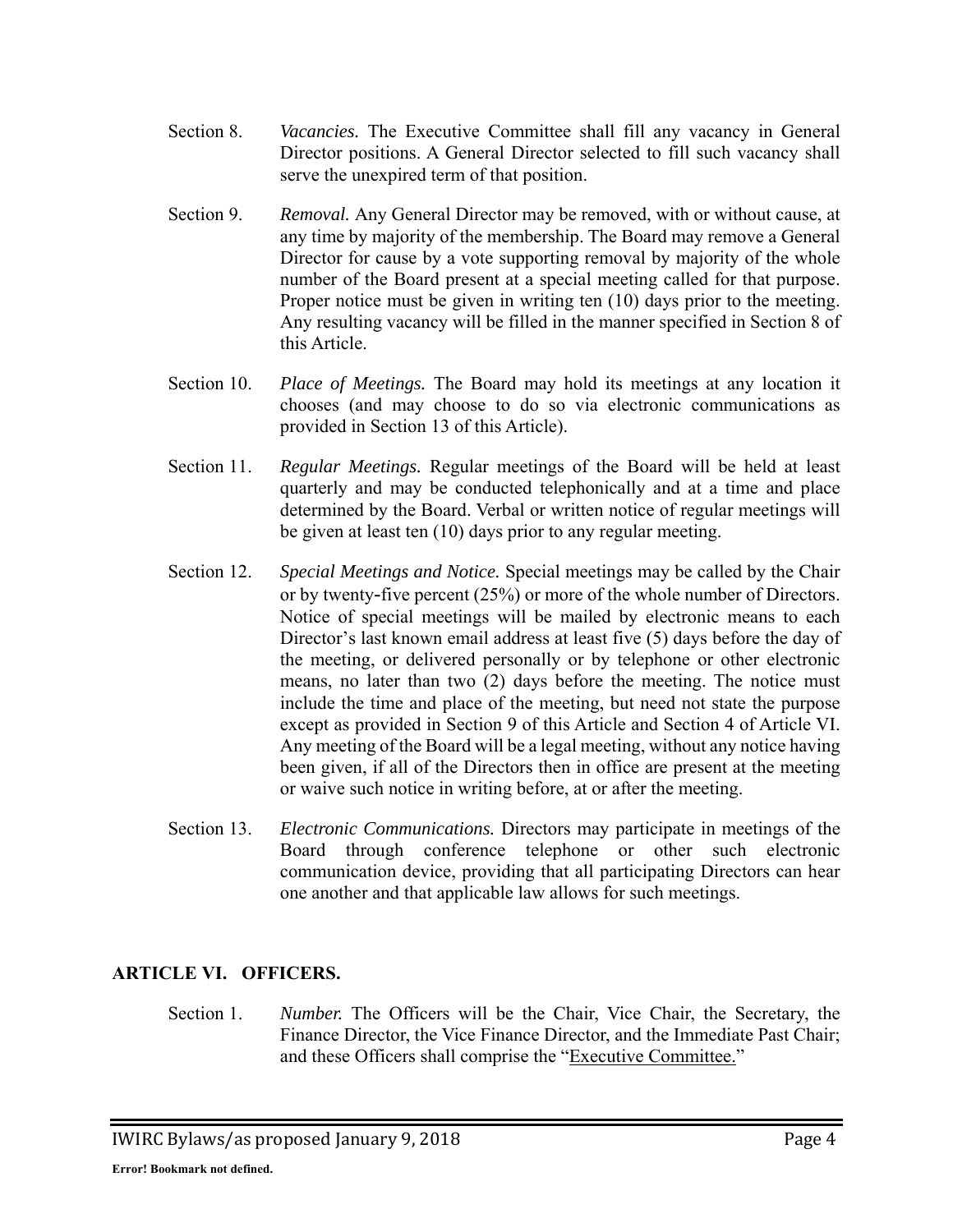Section 8. *Vacancies.* The Executive Committee shall fill any vacancy in General Director positions. A General Director selected to fill such vacancy shall serve the unexpired term of that position.

Section 9. *Removal.* Any General Director may be removed, with or without cause, at any time by majority of the membership. The Board may remove a General Director for cause by a vote supporting removal by majority of the whole number of the Board present at a special meeting called for that purpose. Proper notice must be given in writing ten (10) days prior to the meeting. Any resulting vacancy will be filled in the manner specified in Section 8 of this Article.

Section 10. *Place of Meetings.* The Board may hold its meetings at any location it chooses (and may choose to do so via electronic communications as provided in Section 13 of this Article).

Section 11. *Regular Meetings.* Regular meetings of the Board will be held at least quarterly and may be conducted telephonically and at a time and place determined by the Board. Verbal or written notice of regular meetings will be given at least ten (10) days prior to any regular meeting.

Section 12. *Special Meetings and Notice.* Special meetings may be called by the Chair or by twenty-five percent (25%) or more of the whole number of Directors. Notice of special meetings will be mailed by electronic means to each Director's last known email address at least five (5) days before the day of the meeting, or delivered personally or by telephone or other electronic means, no later than two (2) days before the meeting. The notice must include the time and place of the meeting, but need not state the purpose except as provided in Section 9 of this Article and Section 4 of Article VI. Any meeting of the Board will be a legal meeting, without any notice having been given, if all of the Directors then in office are present at the meeting or waive such notice in writing before, at or after the meeting.

Section 13. *Electronic Communications.* Directors may participate in meetings of the Board through conference telephone or other such electronic communication device, providing that all participating Directors can hear one another and that applicable law allows for such meetings.

## ARTICLE VI. OFFICERS.

Section 1. *Number.* The Officers will be the Chair, Vice Chair, the Secretary, the Finance Director, the Vice Finance Director, and the Immediate Past Chair; and these Officers shall comprise the "Executive Committee."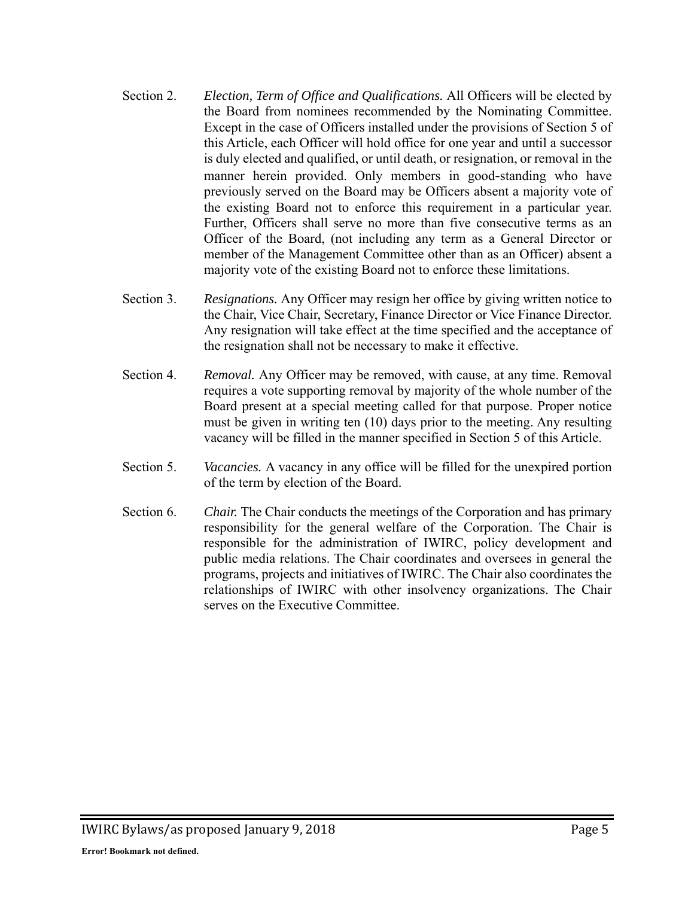Section 2. *Election, Term of Office and Qualifications.* All Officers will be elected by the Board from nominees recommended by the Nominating Committee. Except in the case of Officers installed under the provisions of Section 5 of this Article, each Officer will hold office for one year and until a successor is duly elected and qualified, or until death, or resignation, or removal in the manner herein provided. Only members in good-standing who have previously served on the Board may be Officers absent a majority vote of the existing Board not to enforce this requirement in a particular year. Further, Officers shall serve no more than five consecutive terms as an Officer of the Board, (not including any term as a General Director or member of the Management Committee other than as an Officer) absent a majority vote of the existing Board not to enforce these limitations.

Section 3. *Resignations.* Any Officer may resign her office by giving written notice to the Chair, Vice Chair, Secretary, Finance Director or Vice Finance Director. Any resignation will take effect at the time specified and the acceptance of the resignation shall not be necessary to make it effective.

Section 4. *Removal.* Any Officer may be removed, with cause, at any time. Removal requires a vote supporting removal by majority of the whole number of the Board present at a special meeting called for that purpose. Proper notice must be given in writing ten (10) days prior to the meeting. Any resulting vacancy will be filled in the manner specified in Section 5 of this Article.

Section 5. *Vacancies.* A vacancy in any office will be filled for the unexpired portion of the term by election of the Board.

Section 6. *Chair.* The Chair conducts the meetings of the Corporation and has primary responsibility for the general welfare of the Corporation. The Chair is responsible for the administration of IWIRC, policy development and public media relations. The Chair coordinates and oversees in general the programs, projects and initiatives of IWIRC. The Chair also coordinates the relationships of IWIRC with other insolvency organizations. The Chair serves on the Executive Committee.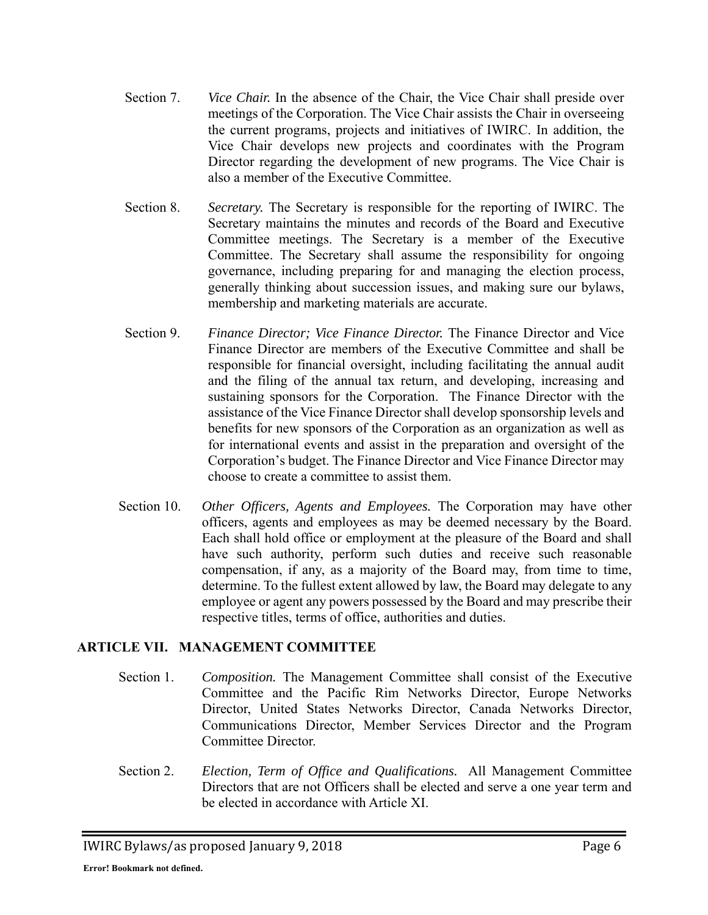Section 7. *Vice Chair.* In the absence of the Chair, the Vice Chair shall preside over meetings of the Corporation. The Vice Chair assists the Chair in overseeing the current programs, projects and initiatives of IWIRC. In addition, the Vice Chair develops new projects and coordinates with the Program Director regarding the development of new programs. The Vice Chair is also a member of the Executive Committee.

Section 8. *Secretary.* The Secretary is responsible for the reporting of IWIRC. The Secretary maintains the minutes and records of the Board and Executive Committee meetings. The Secretary is a member of the Executive Committee. The Secretary shall assume the responsibility for ongoing governance, including preparing for and managing the election process, generally thinking about succession issues, and making sure our bylaws, membership and marketing materials are accurate.

Section 9. *Finance Director; Vice Finance Director.* The Finance Director and Vice Finance Director are members of the Executive Committee and shall be responsible for financial oversight, including facilitating the annual audit and the filing of the annual tax return, and developing, increasing and sustaining sponsors for the Corporation. The Finance Director with the assistance of the Vice Finance Director shall develop sponsorship levels and benefits for new sponsors of the Corporation as an organization as well as for international events and assist in the preparation and oversight of the Corporation's budget. The Finance Director and Vice Finance Director may choose to create a committee to assist them.

Section 10. *Other Officers, Agents and Employees.* The Corporation may have other officers, agents and employees as may be deemed necessary by the Board. Each shall hold office or employment at the pleasure of the Board and shall have such authority, perform such duties and receive such reasonable compensation, if any, as a majority of the Board may, from time to time, determine. To the fullest extent allowed by law, the Board may delegate to any employee or agent any powers possessed by the Board and may prescribe their respective titles, terms of office, authorities and duties.

## ARTICLE VII. MANAGEMENT COMMITTEE

Section 1. *Composition.* The Management Committee shall consist of the Executive Committee and the Pacific Rim Networks Director, Europe Networks Director, United States Networks Director, Canada Networks Director, Communications Director, Member Services Director and the Program Committee Director.

Section 2. *Election, Term of Office and Qualifications.* All Management Committee Directors that are not Officers shall be elected and serve a one year term and be elected in accordance with Article XI.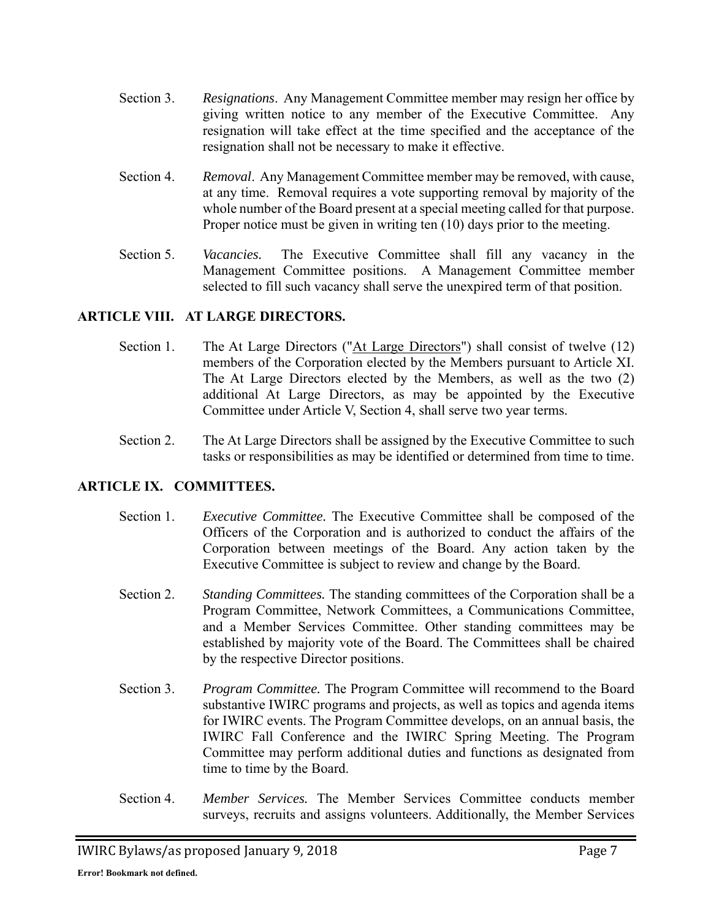Section 3. *Resignations*. Any Management Committee member may resign her office by giving written notice to any member of the Executive Committee. Any resignation will take effect at the time specified and the acceptance of the resignation shall not be necessary to make it effective.

Section 4. *Removal*. Any Management Committee member may be removed, with cause, at any time. Removal requires a vote supporting removal by majority of the whole number of the Board present at a special meeting called for that purpose. Proper notice must be given in writing ten (10) days prior to the meeting.

Section 5. *Vacancies.* The Executive Committee shall fill any vacancy in the Management Committee positions. A Management Committee member selected to fill such vacancy shall serve the unexpired term of that position.

## ARTICLE VIII. AT LARGE DIRECTORS.

Section 1. The At Large Directors ("At Large Directors") shall consist of twelve (12) members of the Corporation elected by the Members pursuant to Article XI. The At Large Directors elected by the Members, as well as the two (2) additional At Large Directors, as may be appointed by the Executive Committee under Article V, Section 4, shall serve two year terms.

Section 2. The At Large Directors shall be assigned by the Executive Committee to such tasks or responsibilities as may be identified or determined from time to time.

## ARTICLE IX. COMMITTEES.

Section 1. *Executive Committee.* The Executive Committee shall be composed of the Officers of the Corporation and is authorized to conduct the affairs of the Corporation between meetings of the Board. Any action taken by the Executive Committee is subject to review and change by the Board.

Section 2. *Standing Committees.* The standing committees of the Corporation shall be a Program Committee, Network Committees, a Communications Committee, and a Member Services Committee. Other standing committees may be established by majority vote of the Board. The Committees shall be chaired by the respective Director positions.

Section 3. *Program Committee.* The Program Committee will recommend to the Board substantive IWIRC programs and projects, as well as topics and agenda items for IWIRC events. The Program Committee develops, on an annual basis, the IWIRC Fall Conference and the IWIRC Spring Meeting. The Program Committee may perform additional duties and functions as designated from time to time by the Board.

Section 4. *Member Services.* The Member Services Committee conducts member surveys, recruits and assigns volunteers. Additionally, the Member Services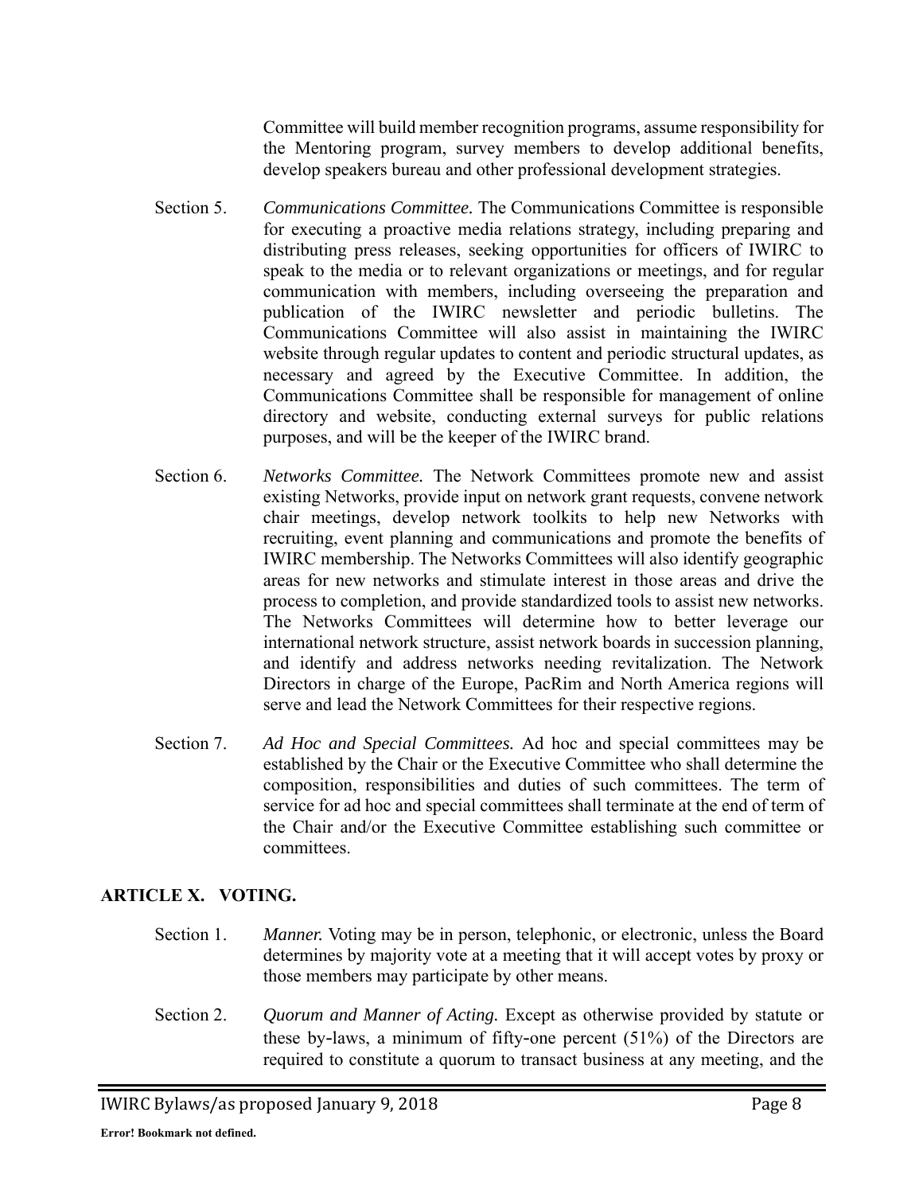Committee will build member recognition programs, assume responsibility for the Mentoring program, survey members to develop additional benefits, develop speakers bureau and other professional development strategies.

Section 5. *Communications Committee.* The Communications Committee is responsible for executing a proactive media relations strategy, including preparing and distributing press releases, seeking opportunities for officers of IWIRC to speak to the media or to relevant organizations or meetings, and for regular communication with members, including overseeing the preparation and publication of the IWIRC newsletter and periodic bulletins. The Communications Committee will also assist in maintaining the IWIRC website through regular updates to content and periodic structural updates, as necessary and agreed by the Executive Committee. In addition, the Communications Committee shall be responsible for management of online directory and website, conducting external surveys for public relations purposes, and will be the keeper of the IWIRC brand.

Section 6. *Networks Committee.* The Network Committees promote new and assist existing Networks, provide input on network grant requests, convene network chair meetings, develop network toolkits to help new Networks with recruiting, event planning and communications and promote the benefits of IWIRC membership. The Networks Committees will also identify geographic areas for new networks and stimulate interest in those areas and drive the process to completion, and provide standardized tools to assist new networks. The Networks Committees will determine how to better leverage our international network structure, assist network boards in succession planning, and identify and address networks needing revitalization. The Network Directors in charge of the Europe, PacRim and North America regions will serve and lead the Network Committees for their respective regions.

Section 7. *Ad Hoc and Special Committees.* Ad hoc and special committees may be established by the Chair or the Executive Committee who shall determine the composition, responsibilities and duties of such committees. The term of service for ad hoc and special committees shall terminate at the end of term of the Chair and/or the Executive Committee establishing such committee or committees.

## ARTICLE X. VOTING.

Section 1. *Manner.* Voting may be in person, telephonic, or electronic, unless the Board determines by majority vote at a meeting that it will accept votes by proxy or those members may participate by other means.

Section 2. *Quorum and Manner of Acting.* Except as otherwise provided by statute or these by-laws, a minimum of fifty-one percent (51%) of the Directors are required to constitute a quorum to transact business at any meeting, and the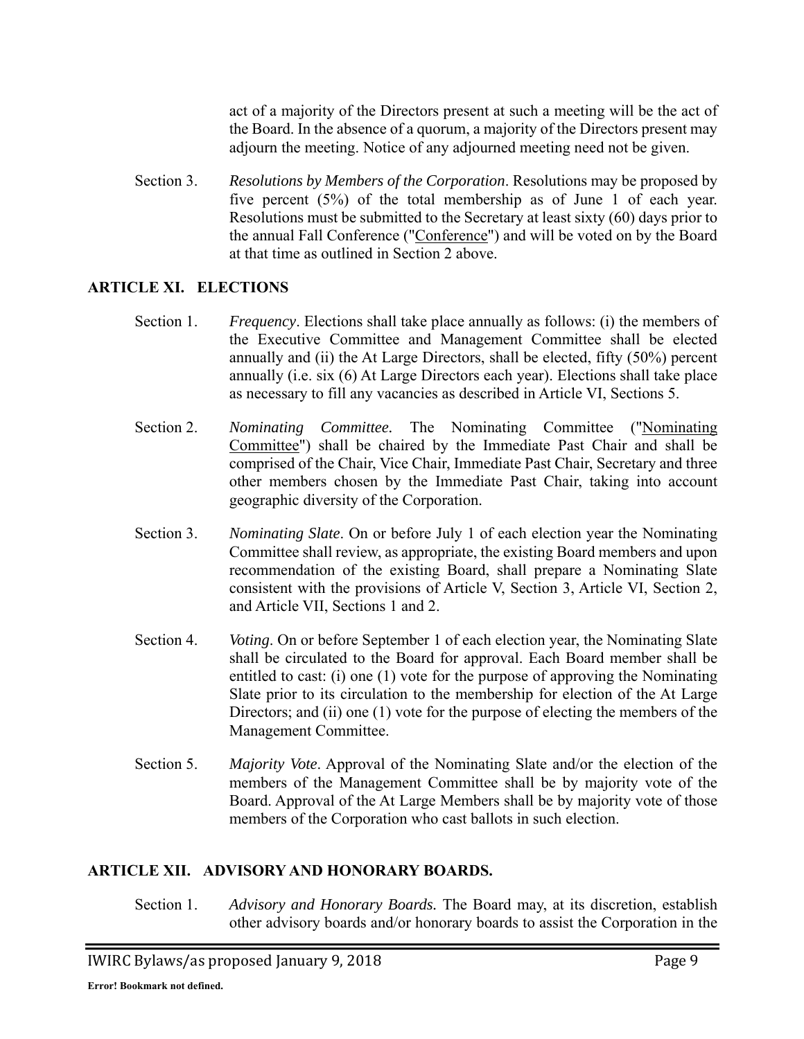act of a majority of the Directors present at such a meeting will be the act of the Board. In the absence of a quorum, a majority of the Directors present may adjourn the meeting. Notice of any adjourned meeting need not be given.

Section 3. *Resolutions by Members of the Corporation*. Resolutions may be proposed by five percent (5%) of the total membership as of June 1 of each year. Resolutions must be submitted to the Secretary at least sixty (60) days prior to the annual Fall Conference ("Conference") and will be voted on by the Board at that time as outlined in Section 2 above.

## ARTICLE XI. ELECTIONS

Section 1. *Frequency*. Elections shall take place annually as follows: (i) the members of the Executive Committee and Management Committee shall be elected annually and (ii) the At Large Directors, shall be elected, fifty (50%) percent annually (i.e. six (6) At Large Directors each year). Elections shall take place as necessary to fill any vacancies as described in Article VI, Sections 5.

Section 2. *Nominating Committee.* The Nominating Committee ("Nominating Committee") shall be chaired by the Immediate Past Chair and shall be comprised of the Chair, Vice Chair, Immediate Past Chair, Secretary and three other members chosen by the Immediate Past Chair, taking into account geographic diversity of the Corporation.

Section 3. *Nominating Slate*. On or before July 1 of each election year the Nominating Committee shall review, as appropriate, the existing Board members and upon recommendation of the existing Board, shall prepare a Nominating Slate consistent with the provisions of Article V, Section 3, Article VI, Section 2, and Article VII, Sections 1 and 2.

Section 4. *Voting*. On or before September 1 of each election year, the Nominating Slate shall be circulated to the Board for approval. Each Board member shall be entitled to cast: (i) one (1) vote for the purpose of approving the Nominating Slate prior to its circulation to the membership for election of the At Large Directors; and (ii) one (1) vote for the purpose of electing the members of the Management Committee.

Section 5. *Majority Vote*. Approval of the Nominating Slate and/or the election of the members of the Management Committee shall be by majority vote of the Board. Approval of the At Large Members shall be by majority vote of those members of the Corporation who cast ballots in such election.

## ARTICLE XII. ADVISORY AND HONORARY BOARDS.

Section 1. *Advisory and Honorary Boards.* The Board may, at its discretion, establish other advisory boards and/or honorary boards to assist the Corporation in the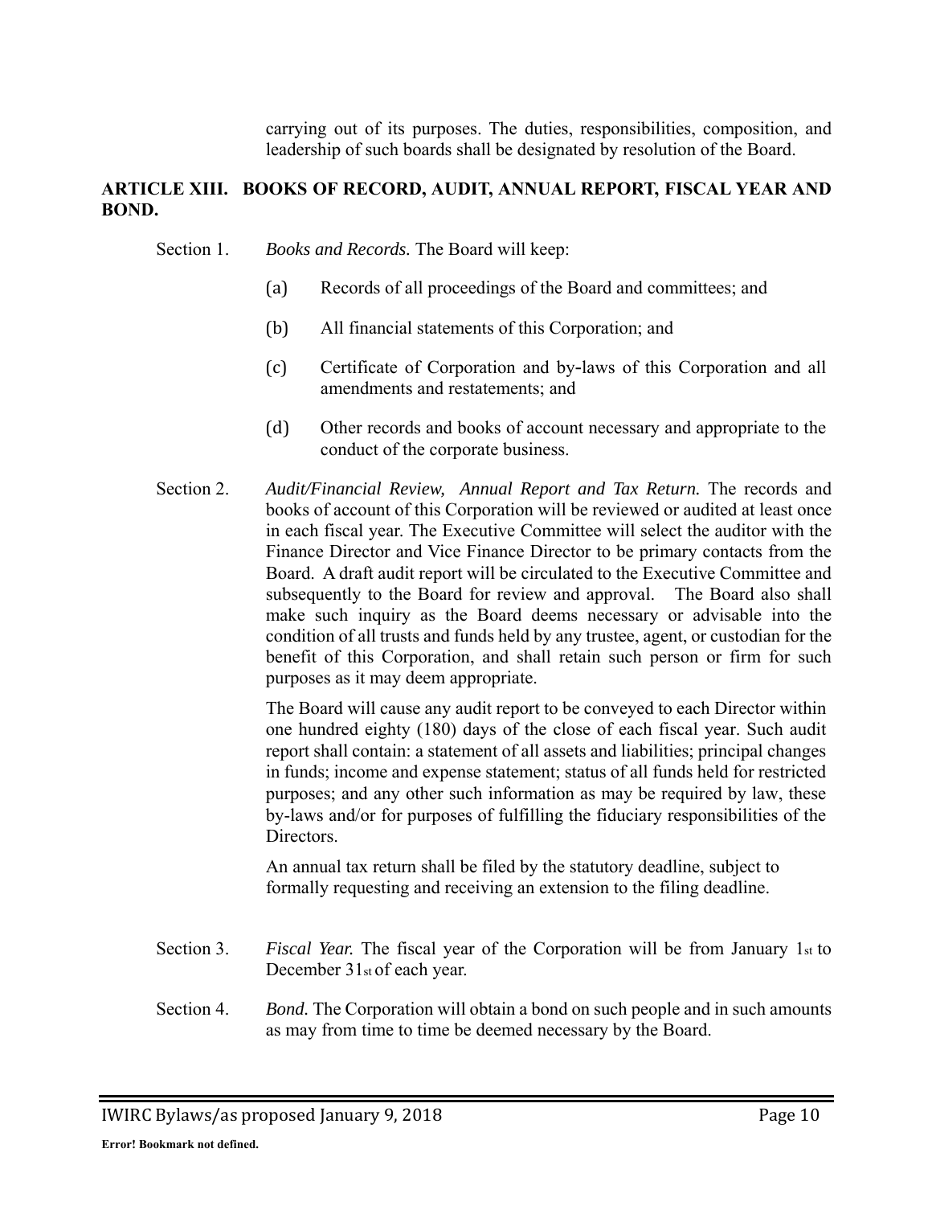carrying out of its purposes. The duties, responsibilities, composition, and leadership of such boards shall be designated by resolution of the Board.

## ARTICLE XIII. BOOKS OF RECORD, AUDIT, ANNUAL REPORT, FISCAL YEAR AND BOND.

Section 1. *Books and Records.* The Board will keep:

(a) Records of all proceedings of the Board and committees; and

(b) All financial statements of this Corporation; and

(c) Certificate of Corporation and by-laws of this Corporation and all amendments and restatements; and

(d) Other records and books of account necessary and appropriate to the conduct of the corporate business.

Section 2. *Audit/Financial Review, Annual Report and Tax Return.* The records and books of account of this Corporation will be reviewed or audited at least once in each fiscal year. The Executive Committee will select the auditor with the Finance Director and Vice Finance Director to be primary contacts from the Board. A draft audit report will be circulated to the Executive Committee and subsequently to the Board for review and approval. The Board also shall make such inquiry as the Board deems necessary or advisable into the condition of all trusts and funds held by any trustee, agent, or custodian for the benefit of this Corporation, and shall retain such person or firm for such purposes as it may deem appropriate.

The Board will cause any audit report to be conveyed to each Director within one hundred eighty (180) days of the close of each fiscal year. Such audit report shall contain: a statement of all assets and liabilities; principal changes in funds; income and expense statement; status of all funds held for restricted purposes; and any other such information as may be required by law, these by-laws and/or for purposes of fulfilling the fiduciary responsibilities of the Directors.

An annual tax return shall be filed by the statutory deadline, subject to formally requesting and receiving an extension to the filing deadline.

Section 3. *Fiscal Year.* The fiscal year of the Corporation will be from January 1st to December 31st of each year.

Section 4. *Bond.* The Corporation will obtain a bond on such people and in such amounts as may from time to time be deemed necessary by the Board.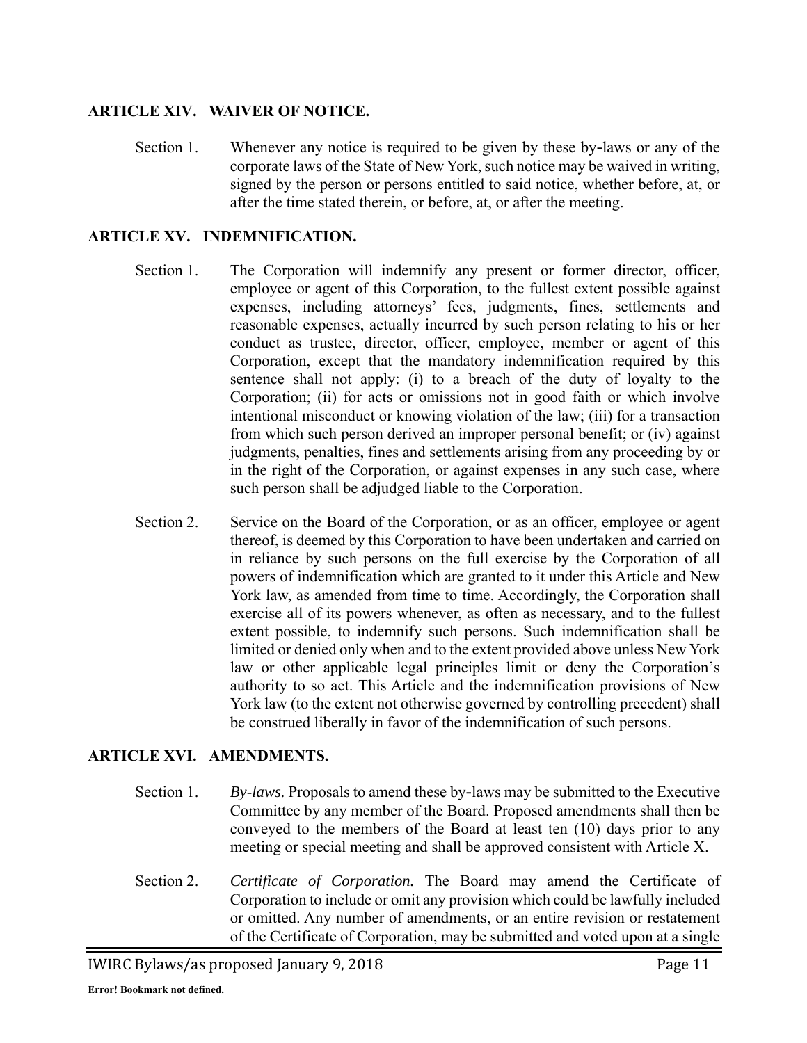## ARTICLE XIV. WAIVER OF NOTICE.

Section 1. Whenever any notice is required to be given by these by-laws or any of the corporate laws of the State of New York, such notice may be waived in writing, signed by the person or persons entitled to said notice, whether before, at, or after the time stated therein, or before, at, or after the meeting.

## ARTICLE XV. INDEMNIFICATION.

Section 1. The Corporation will indemnify any present or former director, officer, employee or agent of this Corporation, to the fullest extent possible against expenses, including attorneys' fees, judgments, fines, settlements and reasonable expenses, actually incurred by such person relating to his or her conduct as trustee, director, officer, employee, member or agent of this Corporation, except that the mandatory indemnification required by this sentence shall not apply: (i) to a breach of the duty of loyalty to the Corporation; (ii) for acts or omissions not in good faith or which involve intentional misconduct or knowing violation of the law; (iii) for a transaction from which such person derived an improper personal benefit; or (iv) against judgments, penalties, fines and settlements arising from any proceeding by or in the right of the Corporation, or against expenses in any such case, where such person shall be adjudged liable to the Corporation.

Section 2. Service on the Board of the Corporation, or as an officer, employee or agent thereof, is deemed by this Corporation to have been undertaken and carried on in reliance by such persons on the full exercise by the Corporation of all powers of indemnification which are granted to it under this Article and New York law, as amended from time to time. Accordingly, the Corporation shall exercise all of its powers whenever, as often as necessary, and to the fullest extent possible, to indemnify such persons. Such indemnification shall be limited or denied only when and to the extent provided above unless New York law or other applicable legal principles limit or deny the Corporation's authority to so act. This Article and the indemnification provisions of New York law (to the extent not otherwise governed by controlling precedent) shall be construed liberally in favor of the indemnification of such persons.

## ARTICLE XVI. AMENDMENTS.

Section 1. *By-laws.* Proposals to amend these by-laws may be submitted to the Executive Committee by any member of the Board. Proposed amendments shall then be conveyed to the members of the Board at least ten (10) days prior to any meeting or special meeting and shall be approved consistent with Article X.

Section 2. *Certificate of Corporation.* The Board may amend the Certificate of Corporation to include or omit any provision which could be lawfully included or omitted. Any number of amendments, or an entire revision or restatement of the Certificate of Corporation, may be submitted and voted upon at a single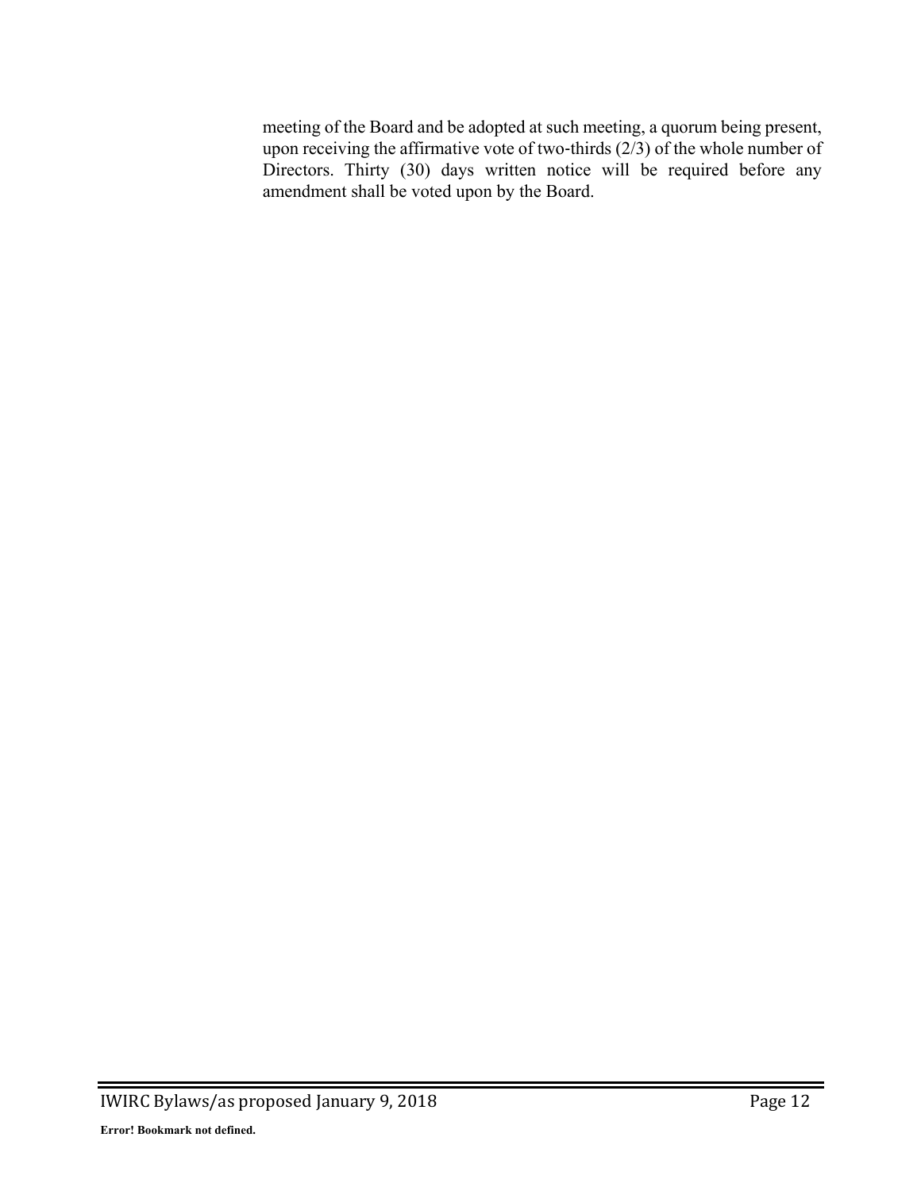meeting of the Board and be adopted at such meeting, a quorum being present, upon receiving the affirmative vote of two-thirds (2/3) of the whole number of Directors. Thirty (30) days written notice will be required before any amendment shall be voted upon by the Board.